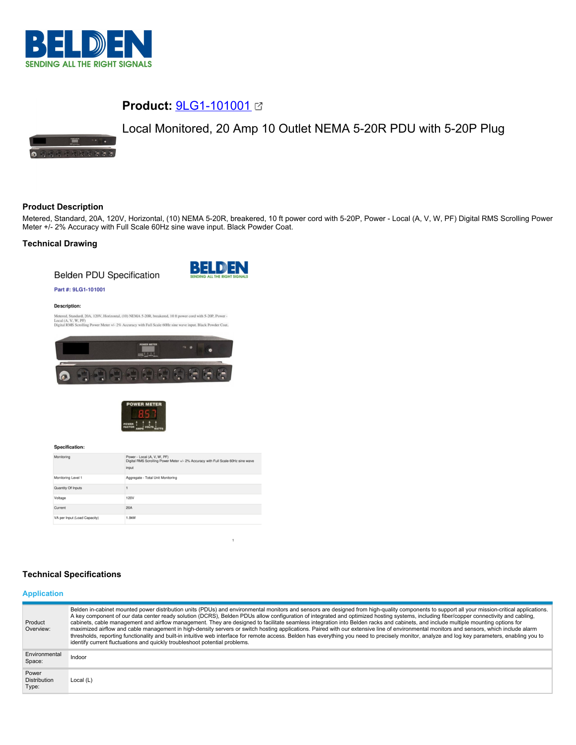# Product: 9LG1-101001

## Local Monitored, 20 Amp 10 Outlet NEMA 5-20R PDU with 5-20P Plug

### Product Description

Metered, Standard, 20A, 120V, Horizontal, (10) NEMA 5-20R, breakered, 10 ft power cord with 5-20P, Power - Local (A, V, W, PF) Digital RMS Scrolling Power Meter +/- 2% Accuracy with Full Scale 60Hz sine wave input. Black Powder Coat.

### Technical Drawing

Belden PDU Specification

Part #: 9LG1-101001

**Description:**

Metered, Standard, 20A, 120V, Horizontal, (10) NEMA 5-20R, breakered, 10 ft power cord with 5-20P, Power - Local (A, V, W, PF)
Digital RMS Scrolling Power Meter +/- 2% Accuracy with Full Scale 60Hz sine wave input. Black Powder Coat.

**Specification:**

| | |
|---|---|
| Monitoring | Power - Local (A, V, W, PF) Digital RMS Scrolling Power Meter +/- 2% Accuracy with Full Scale 60Hz sine wave input |
| Monitoring Level 1 | Aggregate - Total Unit Monitoring |
| Quantity Of Inputs | 1 |
| Voltage | 120V |
| Current | 20A |
| VA per Input (Load Capacity) | 1.9kW |

### Technical Specifications

#### Application

| | |
|---|---|
| Product Overview: | Belden in-cabinet mounted power distribution units (PDUs) and environmental monitors and sensors are designed from high-quality components to support all your mission-critical applications. A key component of our data center ready solution (DCRS), Belden PDUs allow configuration of integrated and optimized hosting systems, including fiber/copper connectivity and cabling, cabinets, cable management and airflow management. They are designed to facilitate seamless integration into Belden racks and cabinets, and include multiple mounting options for maximized airflow and cable management in high-density servers or switch hosting applications. Paired with our extensive line of environmental monitors and sensors, which include alarm thresholds, reporting functionality and built-in intuitive web interface for remote access. Belden has everything you need to precisely monitor, analyze and log key parameters, enabling you to identify current fluctuations and quickly troubleshoot potential problems. |
| Environmental Space: | Indoor |
| Power Distribution Type: | Local (L) |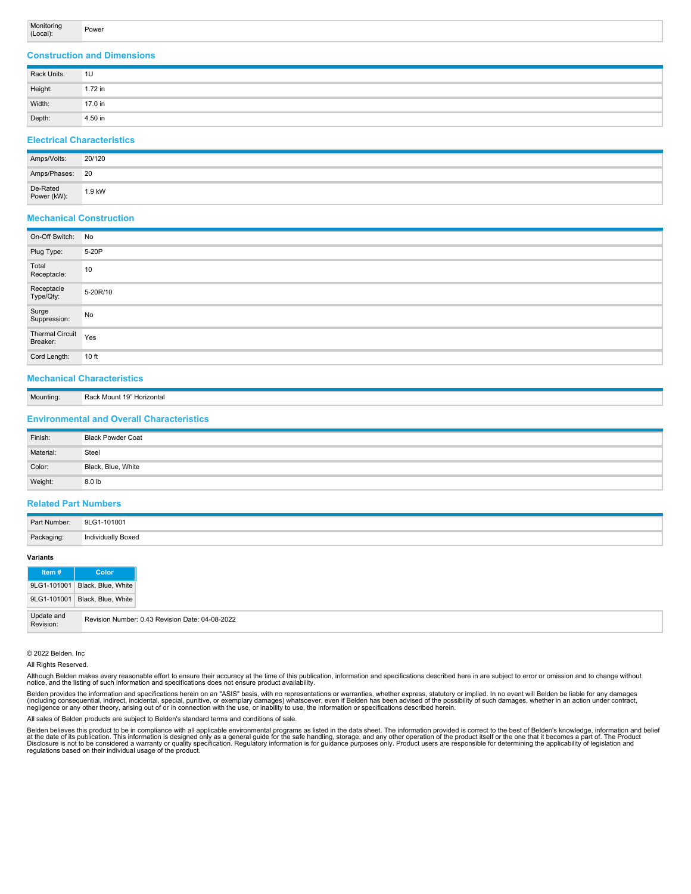| | |
|---|---|
| Monitoring (Local): | Power |

## Construction and Dimensions

| | |
|---|---|
| Rack Units: | 1U |
| Height: | 1.72 in |
| Width: | 17.0 in |
| Depth: | 4.50 in |

## Electrical Characteristics

| | |
|---|---|
| Amps/Volts: | 20/120 |
| Amps/Phases: | 20 |
| De-Rated Power (kW): | 1.9 kW |

## Mechanical Construction

| | |
|---|---|
| On-Off Switch: | No |
| Plug Type: | 5-20P |
| Total Receptacle: | 10 |
| Receptacle Type/Qty: | 5-20R/10 |
| Surge Suppression: | No |
| Thermal Circuit Breaker: | Yes |
| Cord Length: | 10 ft |

## Mechanical Characteristics

| | |
|---|---|
| Mounting: | Rack Mount 19" Horizontal |

## Environmental and Overall Characteristics

| | |
|---|---|
| Finish: | Black Powder Coat |
| Material: | Steel |
| Color: | Black, Blue, White |
| Weight: | 8.0 lb |

## Related Part Numbers

| | |
|---|---|
| Part Number: | 9LG1-101001 |
| Packaging: | Individually Boxed |

**Variants**

| Item # | Color |
|---|---|
| 9LG1-101001 | Black, Blue, White |
| 9LG1-101001 | Black, Blue, White |

| | |
|---|---|
| Update and Revision: | Revision Number: 0.43 Revision Date: 04-08-2022 |

© 2022 Belden, Inc

All Rights Reserved.

Although Belden makes every reasonable effort to ensure their accuracy at the time of this publication, information and specifications described here in are subject to error or omission and to change without notice, and the listing of such information and specifications does not ensure product availability.

Belden provides the information and specifications herein on an "ASIS" basis, with no representations or warranties, whether express, statutory or implied. In no event will Belden be liable for any damages (including consequential, indirect, incidental, special, punitive, or exemplary damages) whatsoever, even if Belden has been advised of the possibility of such damages, whether in an action under contract, negligence or any other theory, arising out of or in connection with the use, or inability to use, the information or specifications described herein.

All sales of Belden products are subject to Belden's standard terms and conditions of sale.

Belden believes this product to be in compliance with all applicable environmental programs as listed in the data sheet. The information provided is correct to the best of Belden's knowledge, information and belief at the date of its publication. This information is designed only as a general guide for the safe handling, storage, and any other operation of the product itself or the one that it becomes a part of. The Product Disclosure is not to be considered a warranty or quality specification. Regulatory information is for guidance purposes only. Product users are responsible for determining the applicability of legislation and regulations based on their individual usage of the product.